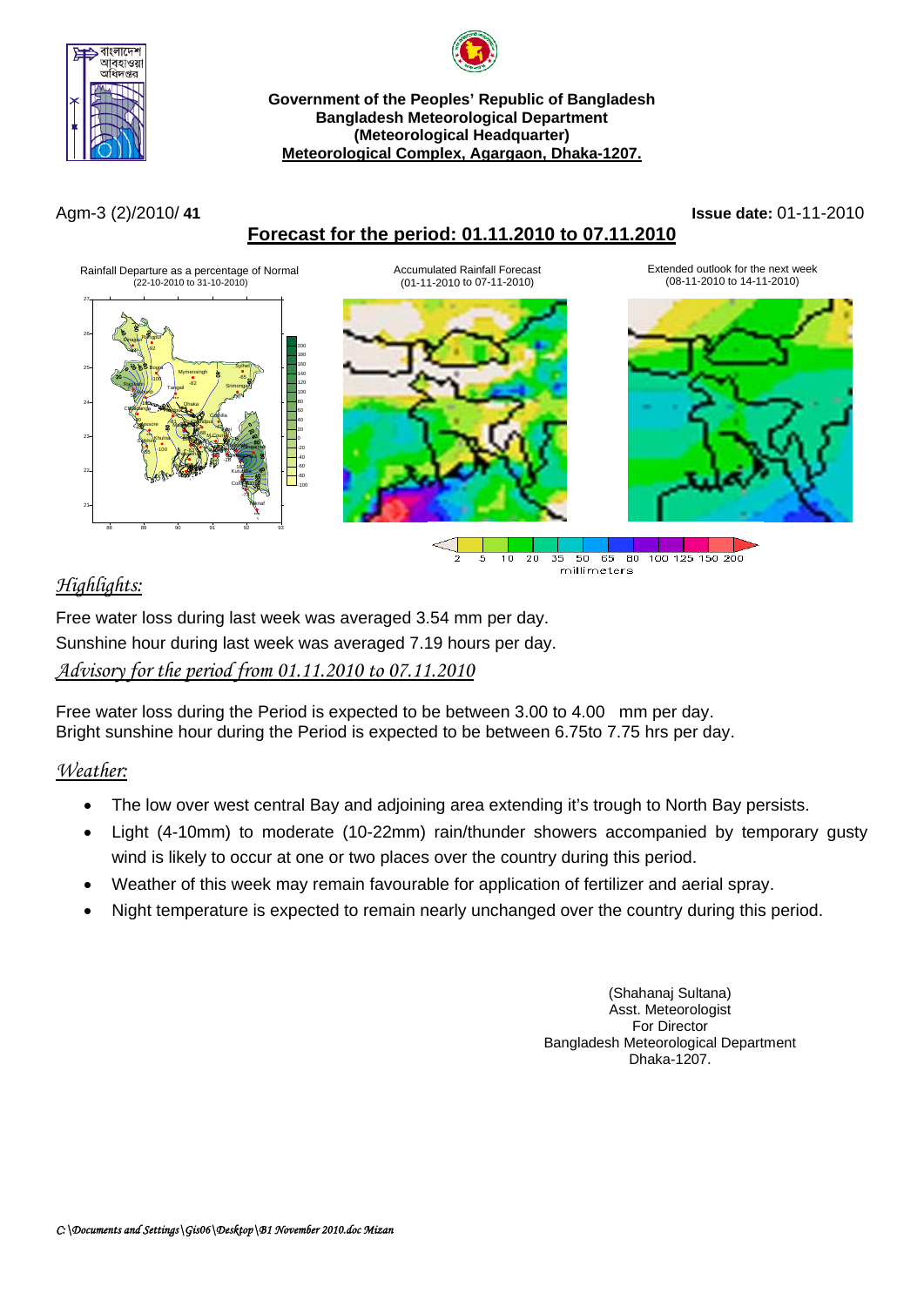**Government of the Peoples' Republic of Bangladesh**
**Bangladesh Meteorological Department**
**(Meteorological Headquarter)**
**Meteorological Complex, Agargaon, Dhaka-1207.**

Agm-3 (2)/2010/ **41** **Issue date:** 01-11-2010

## Forecast for the period: 01.11.2010 to 07.11.2010

Rainfall Departure as a percentage of Normal (22-10-2010 to 31-10-2010)

Accumulated Rainfall Forecast (01-11-2010 to 07-11-2010)

Extended outlook for the next week (08-11-2010 to 14-11-2010)

2 5 10 20 35 50 65 80 100 125 150 200
millimeters

## *Highlights:*

Free water loss during last week was averaged 3.54 mm per day.

Sunshine hour during last week was averaged 7.19 hours per day.

## *Advisory for the period from 01.11.2010 to 07.11.2010*

Free water loss during the Period is expected to be between 3.00 to 4.00 mm per day.
Bright sunshine hour during the Period is expected to be between 6.75to 7.75 hrs per day.

## *Weather:*

- The low over west central Bay and adjoining area extending it's trough to North Bay persists.
- Light (4-10mm) to moderate (10-22mm) rain/thunder showers accompanied by temporary gusty wind is likely to occur at one or two places over the country during this period.
- Weather of this week may remain favourable for application of fertilizer and aerial spray.
- Night temperature is expected to remain nearly unchanged over the country during this period.

(Shahanaj Sultana)
Asst. Meteorologist
For Director
Bangladesh Meteorological Department
Dhaka-1207.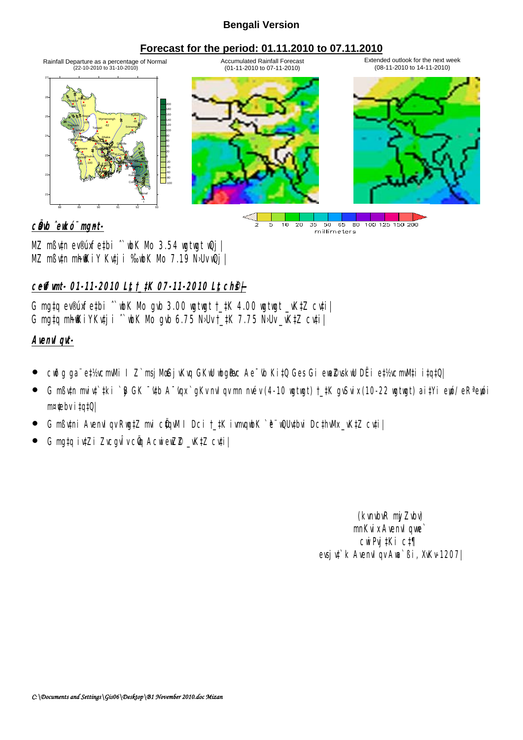## Bengali Version

## Forecast for the period: 01.11.2010 to 07.11.2010

Rainfall Departure as a percentage of Normal (22-10-2010 to 31-10-2010)

Accumulated Rainfall Forecast (01-11-2010 to 07-11-2010)

Extended outlook for the next week (08-11-2010 to 14-11-2010)

2 5 10 20 35 50 65 80 100 125 150 200
millimeters

**cÖavb ˆewkó¨mgn-**

MZ mßv‡n ev®úxfe‡bi ˆ`wbK Mo 3.54 wgtwgt wQj|
MZ mßv‡n m~h©wKiY Kv‡ji ‰`wbK Mo 7.19 N›Uv wQj|

**c~e©vfvm- 01-11-2010 Lªt †_‡K 07-11-2010 Lªt ch©š—**

G mg‡q ev®úxfe‡bi ˆ`wbK Mo gvb 3.00 wgtwgt †_‡K 4.00 wgtwgt _vK‡Z cv‡i|
G mg‡q m~h©wKiYKv‡ji ˆ`wbK Mo gvb 6.75 N›Uv †_‡K 7.75 N›Uv _vK‡Z cv‡i|

**AvenvIqv-**

- cwð g ga¨e‡½vcmvMi I Z`msjMœ Gjv Kvq GKwU wbgœPvc Ae¯’vb Ki‡Q Ges Gi ewa©Z ewa©Z Ask DËi e‡½vcmvM‡i i‡q‡Q|
- G mßv‡n mviv‡`‡ki `yB GK ¯’v‡b A¯’vqx`gKv nvIqv mn nvév (4-10 wgtwgt) †_‡K gvSvix (10-22 wgtwgt) ai‡Yi eyó/eRªeyói m¤¢vebv i‡q‡Q|
- G mßv‡ni AvenvIqv Rwg‡Z mvi cÖ‡qvM I Dci †_‡K ivmvqwbK `ª¨ wQUv‡bvi Dc‡hvMx _vK‡Z cv‡i|
- G mg‡q iv‡Zi Zvcgvlv cÖvq AcwieZ©x _vK‡Z cv‡i|

(kvnvbvR myjZvbv)
mnKvix AvenvIqvwe`
cwiPvj‡Ki c‡¶
evsjv‡`k AvenvIqv Awa`ßi, XvKv-1207|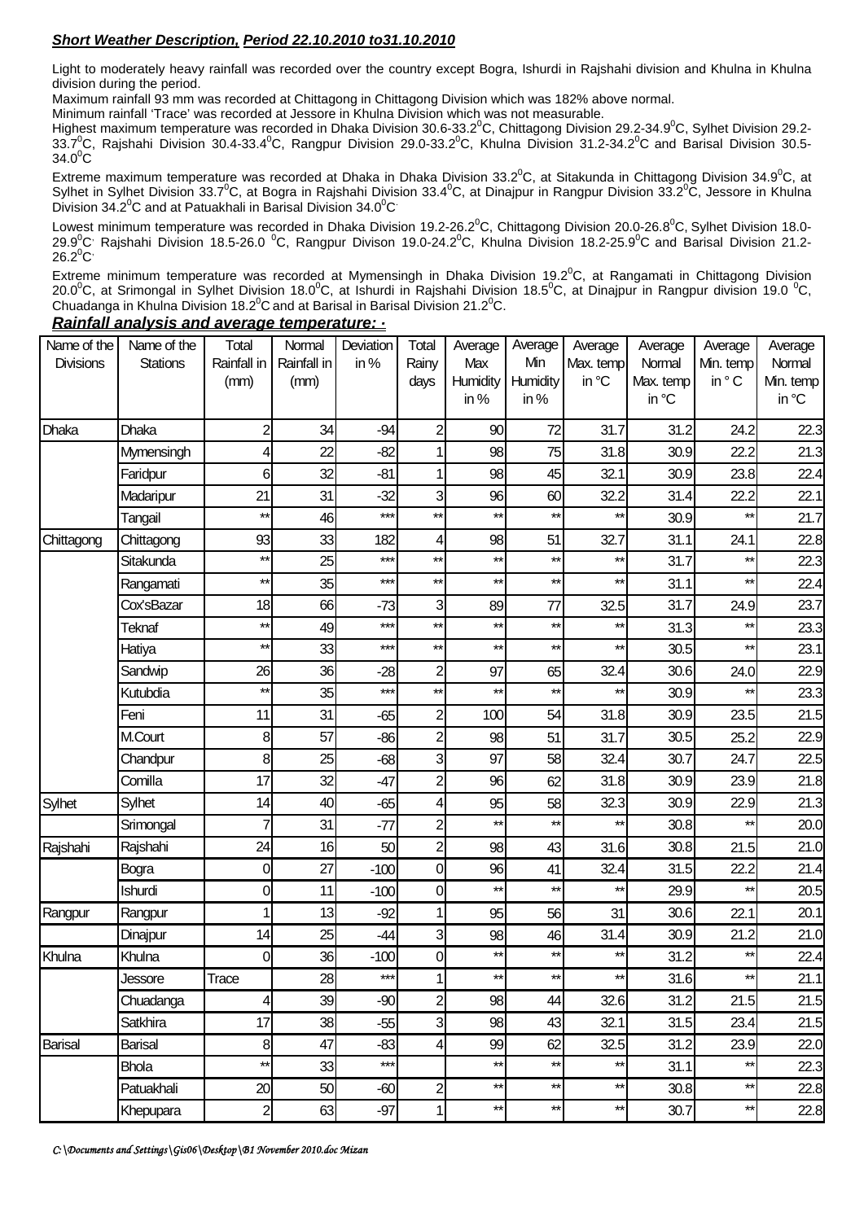***Short Weather Description, Period 22.10.2010 to31.10.2010***

Light to moderately heavy rainfall was recorded over the country except Bogra, Ishurdi in Rajshahi division and Khulna in Khulna division during the period.
Maximum rainfall 93 mm was recorded at Chittagong in Chittagong Division which was 182% above normal.
Minimum rainfall 'Trace' was recorded at Jessore in Khulna Division which was not measurable.
Highest maximum temperature was recorded in Dhaka Division 30.6-33.2$^0$C, Chittagong Division 29.2-34.9$^0$C, Sylhet Division 29.2-33.7$^0$C, Rajshahi Division 30.4-33.4$^0$C, Rangpur Division 29.0-33.2$^0$C, Khulna Division 31.2-34.2$^0$C and Barisal Division 30.5-34.0$^0$C

Extreme maximum temperature was recorded at Dhaka in Dhaka Division 33.2$^0$C, at Sitakunda in Chittagong Division 34.9$^0$C, at Sylhet in Sylhet Division 33.7$^0$C, at Bogra in Rajshahi Division 33.4$^0$C, at Dinajpur in Rangpur Division 33.2$^0$C, Jessore in Khulna Division 34.2$^0$C and at Patuakhali in Barisal Division 34.0$^0$C.

Lowest minimum temperature was recorded in Dhaka Division 19.2-26.2$^0$C, Chittagong Division 20.0-26.8$^0$C, Sylhet Division 18.0-29.9$^0$C, Rajshahi Division 18.5-26.0 $^0$C, Rangpur Divison 19.0-24.2$^0$C, Khulna Division 18.2-25.9$^0$C and Barisal Division 21.2-26.2$^0$C.

Extreme minimum temperature was recorded at Mymensingh in Dhaka Division 19.2$^0$C, at Rangamati in Chittagong Division 20.0$^0$C, at Srimongal in Sylhet Division 18.0$^0$C, at Ishurdi in Rajshahi Division 18.5$^0$C, at Dinajpur in Rangpur division 19.0 $^0$C, Chuadanga in Khulna Division 18.2$^0$C and at Barisal in Barisal Division 21.2$^0$C.

***Rainfall analysis and average temperature: -***

| Name of the Divisions | Name of the Stations | Total Rainfall in (mm) | Normal Rainfall in (mm) | Deviation in % | Total Rainy days | Average Max Humidity in % | Average Min Humidity in % | Average Max. temp in °C | Average Normal Max. temp in °C | Average Min. temp in ° C | Average Normal Min. temp in °C |
|---|---|---|---|---|---|---|---|---|---|---|---|
| Dhaka | Dhaka | 2 | 34 | -94 | 2 | 90 | 72 | 31.7 | 31.2 | 24.2 | 22.3 |
| | Mymensingh | 4 | 22 | -82 | 1 | 98 | 75 | 31.8 | 30.9 | 22.2 | 21.3 |
| | Faridpur | 6 | 32 | -81 | 1 | 98 | 45 | 32.1 | 30.9 | 23.8 | 22.4 |
| | Madaripur | 21 | 31 | -32 | 3 | 96 | 60 | 32.2 | 31.4 | 22.2 | 22.1 |
| | Tangail | ** | 46 | *** | ** | ** | ** | ** | 30.9 | ** | 21.7 |
| Chittagong | Chittagong | 93 | 33 | 182 | 4 | 98 | 51 | 32.7 | 31.1 | 24.1 | 22.8 |
| | Sitakunda | ** | 25 | *** | ** | ** | ** | ** | 31.7 | ** | 22.3 |
| | Rangamati | ** | 35 | *** | ** | ** | ** | ** | 31.1 | ** | 22.4 |
| | Cox'sBazar | 18 | 66 | -73 | 3 | 89 | 77 | 32.5 | 31.7 | 24.9 | 23.7 |
| | Teknaf | ** | 49 | *** | ** | ** | ** | ** | 31.3 | ** | 23.3 |
| | Hatiya | ** | 33 | *** | ** | ** | ** | ** | 30.5 | ** | 23.1 |
| | Sandwip | 26 | 36 | -28 | 2 | 97 | 65 | 32.4 | 30.6 | 24.0 | 22.9 |
| | Kutubdia | ** | 35 | *** | ** | ** | ** | ** | 30.9 | ** | 23.3 |
| | Feni | 11 | 31 | -65 | 2 | 100 | 54 | 31.8 | 30.9 | 23.5 | 21.5 |
| | M.Court | 8 | 57 | -86 | 2 | 98 | 51 | 31.7 | 30.5 | 25.2 | 22.9 |
| | Chandpur | 8 | 25 | -68 | 3 | 97 | 58 | 32.4 | 30.7 | 24.7 | 22.5 |
| | Comilla | 17 | 32 | -47 | 2 | 96 | 62 | 31.8 | 30.9 | 23.9 | 21.8 |
| Sylhet | Sylhet | 14 | 40 | -65 | 4 | 95 | 58 | 32.3 | 30.9 | 22.9 | 21.3 |
| | Srimongal | 7 | 31 | -77 | 2 | ** | ** | ** | 30.8 | ** | 20.0 |
| Rajshahi | Rajshahi | 24 | 16 | 50 | 2 | 98 | 43 | 31.6 | 30.8 | 21.5 | 21.0 |
| | Bogra | 0 | 27 | -100 | 0 | 96 | 41 | 32.4 | 31.5 | 22.2 | 21.4 |
| | Ishurdi | 0 | 11 | -100 | 0 | ** | ** | ** | 29.9 | ** | 20.5 |
| Rangpur | Rangpur | 1 | 13 | -92 | 1 | 95 | 56 | 31 | 30.6 | 22.1 | 20.1 |
| | Dinajpur | 14 | 25 | -44 | 3 | 98 | 46 | 31.4 | 30.9 | 21.2 | 21.0 |
| Khulna | Khulna | 0 | 36 | -100 | 0 | ** | ** | ** | 31.2 | ** | 22.4 |
| | Jessore | Trace | 28 | *** | 1 | ** | ** | ** | 31.6 | ** | 21.1 |
| | Chuadanga | 4 | 39 | -90 | 2 | 98 | 44 | 32.6 | 31.2 | 21.5 | 21.5 |
| | Satkhira | 17 | 38 | -55 | 3 | 98 | 43 | 32.1 | 31.5 | 23.4 | 21.5 |
| Barisal | Barisal | 8 | 47 | -83 | 4 | 99 | 62 | 32.5 | 31.2 | 23.9 | 22.0 |
| | Bhola | ** | 33 | *** | | ** | ** | ** | 31.1 | ** | 22.3 |
| | Patuakhali | 20 | 50 | -60 | 2 | ** | ** | ** | 30.8 | ** | 22.8 |
| | Khepupara | 2 | 63 | -97 | 1 | ** | ** | ** | 30.7 | ** | 22.8 |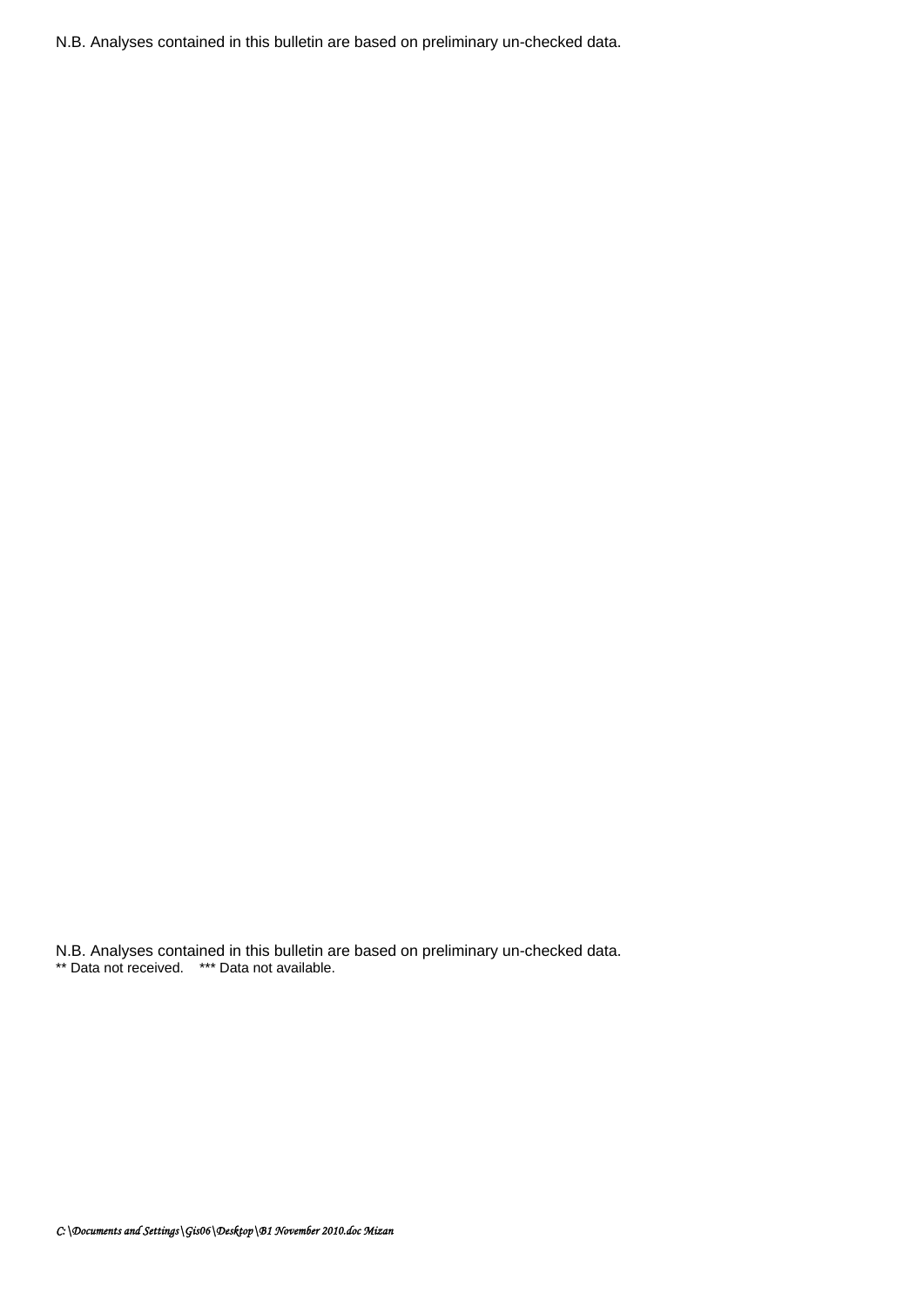N.B. Analyses contained in this bulletin are based on preliminary un-checked data.

** Data not received. *** Data not available.